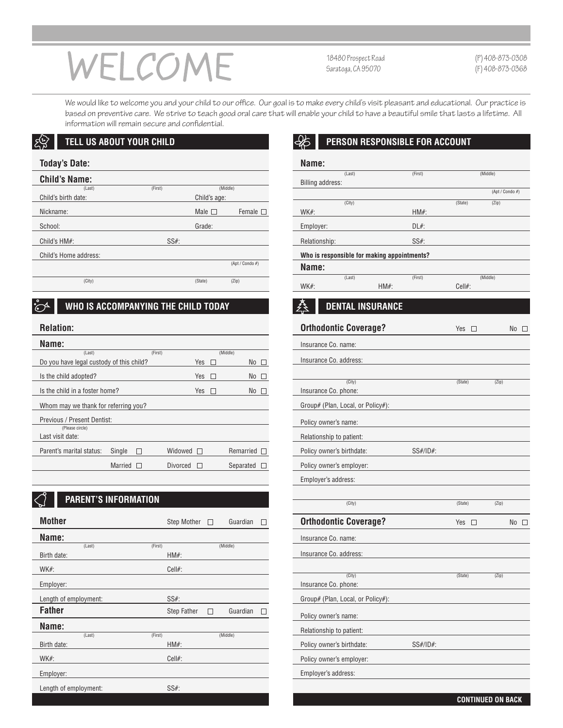# WELCOME

18480 Prospect Road
Saratoga, CA 95070

(P) 408-873-0308
(F) 408-873-0368

We would like to welcome you and your child to our office. Our goal is to make every child's visit pleasant and educational. Our practice is based on preventive care. We strive to teach good oral care that will enable your child to have a beautiful smile that lasts a lifetime. All information will remain secure and confidential.

## TELL US ABOUT YOUR CHILD

**Today's Date:**

**Child's Name:**
(Last) (First) (Middle)

Child's birth date: Child's age:

Nickname: Male ☐ Female ☐

School: Grade:

Child's HM#: SS#:

Child's Home address:
(Apt / Condo #)
(City) (State) (Zip)

## WHO IS ACCOMPANYING THE CHILD TODAY

**Relation:**

**Name:**
(Last) (First) (Middle)

Do you have legal custody of this child? Yes ☐ No ☐

Is the child adopted? Yes ☐ No ☐

Is the child in a foster home? Yes ☐ No ☐

Whom may we thank for referring you?

Previous / Present Dentist:
(Please circle)

Last visit date:

Parent's marital status: Single ☐ Widowed ☐ Remarried ☐ Married ☐ Divorced ☐ Separated ☐

## PARENT'S INFORMATION

**Mother** Step Mother ☐ Guardian ☐

**Name:**
(Last) (First) (Middle)

Birth date: HM#:

WK#: Cell#:

Employer:

Length of employment: SS#:

**Father** Step Father ☐ Guardian ☐

**Name:**
(Last) (First) (Middle)

Birth date: HM#:

WK#: Cell#:

Employer:

Length of employment: SS#:

## PERSON RESPONSIBLE FOR ACCOUNT

**Name:**
(Last) (First) (Middle)

Billing address:
(Apt / Condo #)
(City) (State) (Zip)

WK#: HM#:

Employer: DL#:

Relationship: SS#:

**Who is responsible for making appointments?**

**Name:**
(Last) (First) (Middle)

WK#: HM#: Cell#:

## DENTAL INSURANCE

**Orthodontic Coverage?** Yes ☐ No ☐

Insurance Co. name:

Insurance Co. address:
(City) (State) (Zip)

Insurance Co. phone:

Group# (Plan, Local, or Policy#):

Policy owner's name:

Relationship to patient:

Policy owner's birthdate: SS#/ID#:

Policy owner's employer:

Employer's address:
(City) (State) (Zip)

**Orthodontic Coverage?** Yes ☐ No ☐

Insurance Co. name:

Insurance Co. address:
(City) (State) (Zip)

Insurance Co. phone:

Group# (Plan, Local, or Policy#):

Policy owner's name:

Relationship to patient:

Policy owner's birthdate: SS#/ID#:

Policy owner's employer:

Employer's address:

**CONTINUED ON BACK**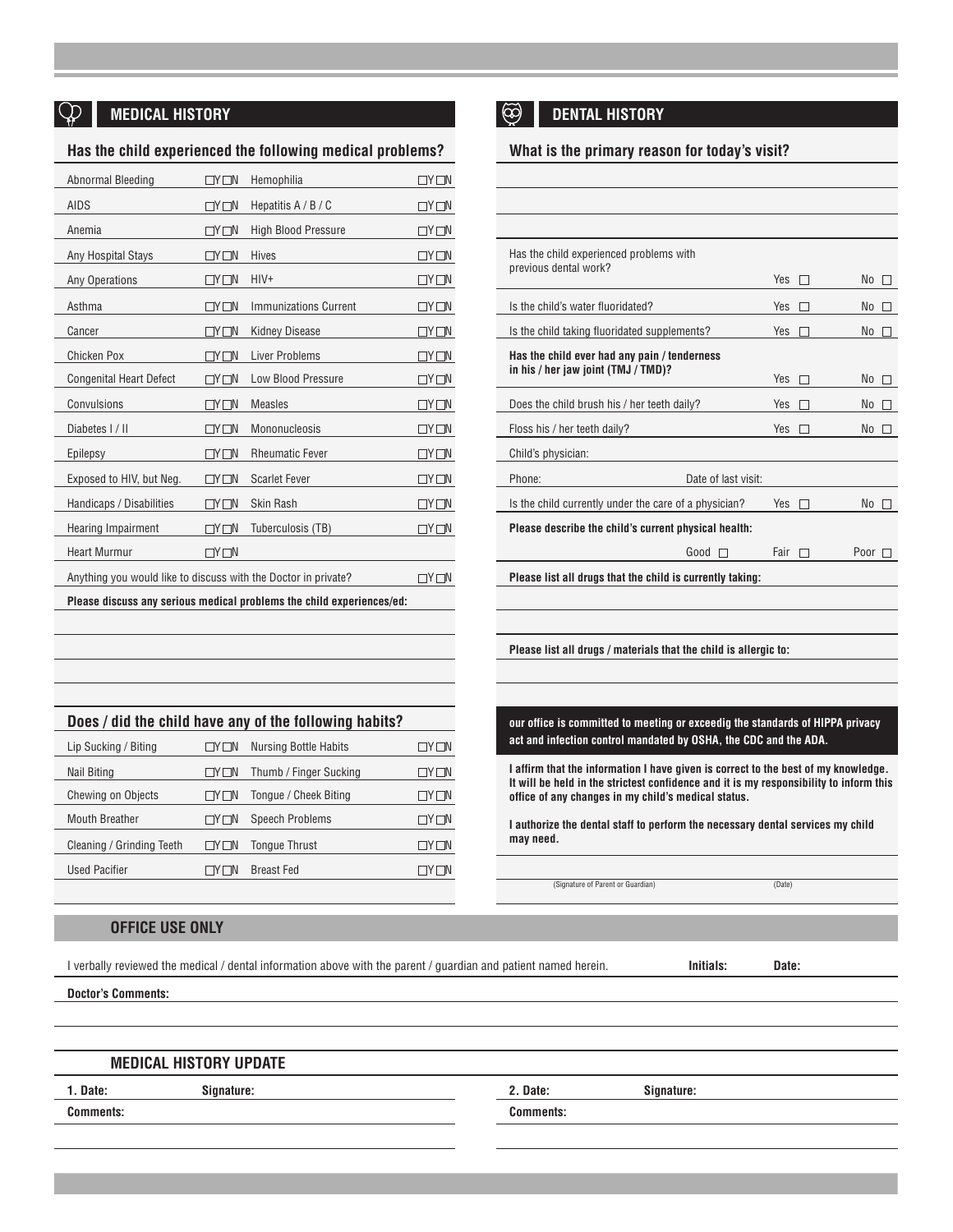## MEDICAL HISTORY

### Has the child experienced the following medical problems?

| | | | |
|---|---|---|---|
| Abnormal Bleeding | ☐Y ☐N | Hemophilia | ☐Y ☐N |
| AIDS | ☐Y ☐N | Hepatitis A / B / C | ☐Y ☐N |
| Anemia | ☐Y ☐N | High Blood Pressure | ☐Y ☐N |
| Any Hospital Stays | ☐Y ☐N | Hives | ☐Y ☐N |
| Any Operations | ☐Y ☐N | HIV+ | ☐Y ☐N |
| Asthma | ☐Y ☐N | Immunizations Current | ☐Y ☐N |
| Cancer | ☐Y ☐N | Kidney Disease | ☐Y ☐N |
| Chicken Pox | ☐Y ☐N | Liver Problems | ☐Y ☐N |
| Congenital Heart Defect | ☐Y ☐N | Low Blood Pressure | ☐Y ☐N |
| Convulsions | ☐Y ☐N | Measles | ☐Y ☐N |
| Diabetes I / II | ☐Y ☐N | Mononucleosis | ☐Y ☐N |
| Epilepsy | ☐Y ☐N | Rheumatic Fever | ☐Y ☐N |
| Exposed to HIV, but Neg. | ☐Y ☐N | Scarlet Fever | ☐Y ☐N |
| Handicaps / Disabilities | ☐Y ☐N | Skin Rash | ☐Y ☐N |
| Hearing Impairment | ☐Y ☐N | Tuberculosis (TB) | ☐Y ☐N |
| Heart Murmur | ☐Y ☐N | | |

Anything you would like to discuss with the Doctor in private? ☐Y ☐N

**Please discuss any serious medical problems the child experiences/ed:**

### Does / did the child have any of the following habits?

| | | | |
|---|---|---|---|
| Lip Sucking / Biting | ☐Y ☐N | Nursing Bottle Habits | ☐Y ☐N |
| Nail Biting | ☐Y ☐N | Thumb / Finger Sucking | ☐Y ☐N |
| Chewing on Objects | ☐Y ☐N | Tongue / Cheek Biting | ☐Y ☐N |
| Mouth Breather | ☐Y ☐N | Speech Problems | ☐Y ☐N |
| Cleaning / Grinding Teeth | ☐Y ☐N | Tongue Thrust | ☐Y ☐N |
| Used Pacifier | ☐Y ☐N | Breast Fed | ☐Y ☐N |

## DENTAL HISTORY

### What is the primary reason for today's visit?

| | | |
|---|---|---|
| Has the child experienced problems with previous dental work? | Yes ☐ | No ☐ |
| Is the child's water fluoridated? | Yes ☐ | No ☐ |
| Is the child taking fluoridated supplements? | Yes ☐ | No ☐ |
| **Has the child ever had any pain / tenderness in his / her jaw joint (TMJ / TMD)?** | Yes ☐ | No ☐ |
| Does the child brush his / her teeth daily? | Yes ☐ | No ☐ |
| Floss his / her teeth daily? | Yes ☐ | No ☐ |

Child's physician:

Phone: Date of last visit:

Is the child currently under the care of a physician? Yes ☐ No ☐

**Please describe the child's current physical health:**

Good ☐ Fair ☐ Poor ☐

**Please list all drugs that the child is currently taking:**

**Please list all drugs / materials that the child is allergic to:**

**our office is committed to meeting or exceedig the standards of HIPPA privacy act and infection control mandated by OSHA, the CDC and the ADA.**

**I affirm that the information I have given is correct to the best of my knowledge. It will be held in the strictest confidence and it is my responsibility to inform this office of any changes in my child's medical status.**

**I authorize the dental staff to perform the necessary dental services my child may need.**

(Signature of Parent or Guardian) (Date)

## OFFICE USE ONLY

I verbally reviewed the medical / dental information above with the parent / guardian and patient named herein. **Initials:** **Date:**

**Doctor's Comments:**

## MEDICAL HISTORY UPDATE

**1. Date:** **Signature:**

**Comments:**

**2. Date:** **Signature:**

**Comments:**